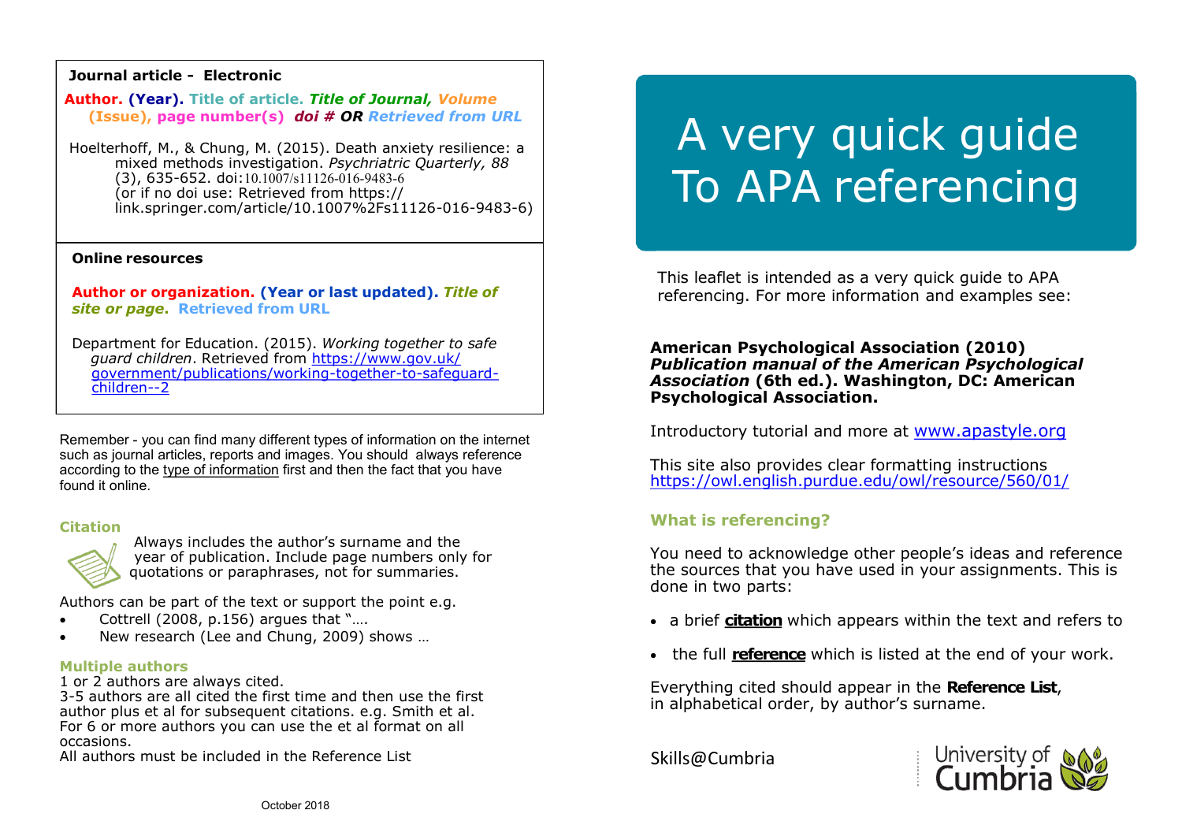# A very quick guide To APA referencing

This leaflet is intended as a very quick guide to APA referencing. For more information and examples see:

**American Psychological Association (2010) *Publication manual of the American Psychological Association* (6th ed.). Washington, DC: American Psychological Association.**

Introductory tutorial and more at www.apastyle.org

This site also provides clear formatting instructions https://owl.english.purdue.edu/owl/resource/560/01/

### What is referencing?

You need to acknowledge other people's ideas and reference the sources that you have used in your assignments. This is done in two parts:

- a brief **citation** which appears within the text and refers to
- the full **reference** which is listed at the end of your work.

Everything cited should appear in the **Reference List**, in alphabetical order, by author's surname.

Skills@Cumbria

University of Cumbria

---

**Journal article - Electronic**

**Author. (Year).** Title of article. ***Title of Journal, Volume*** **(Issue), page number(s)** ***doi #*** ***OR*** *Retrieved from URL*

Hoelterhoff, M., & Chung, M. (2015). Death anxiety resilience: a mixed methods investigation. *Psychriatric Quarterly, 88* (3), 635-652. doi:10.1007/s11126-016-9483-6 (or if no doi use: Retrieved from https://link.springer.com/article/10.1007%2Fs11126-016-9483-6)

**Online resources**

**Author or organization. (Year or last updated).** ***Title of site or page*****.** **Retrieved from URL**

Department for Education. (2015). *Working together to safe guard children*. Retrieved from https://www.gov.uk/government/publications/working-together-to-safeguard-children--2

Remember - you can find many different types of information on the internet such as journal articles, reports and images. You should always reference according to the type of information first and then the fact that you have found it online.

### Citation

Always includes the author's surname and the year of publication. Include page numbers only for quotations or paraphrases, not for summaries.

Authors can be part of the text or support the point e.g.

- Cottrell (2008, p.156) argues that "….
- New research (Lee and Chung, 2009) shows …

### Multiple authors

1 or 2 authors are always cited.
3-5 authors are all cited the first time and then use the first author plus et al for subsequent citations. e.g. Smith et al.
For 6 or more authors you can use the et al format on all occasions.
All authors must be included in the Reference List

October 2018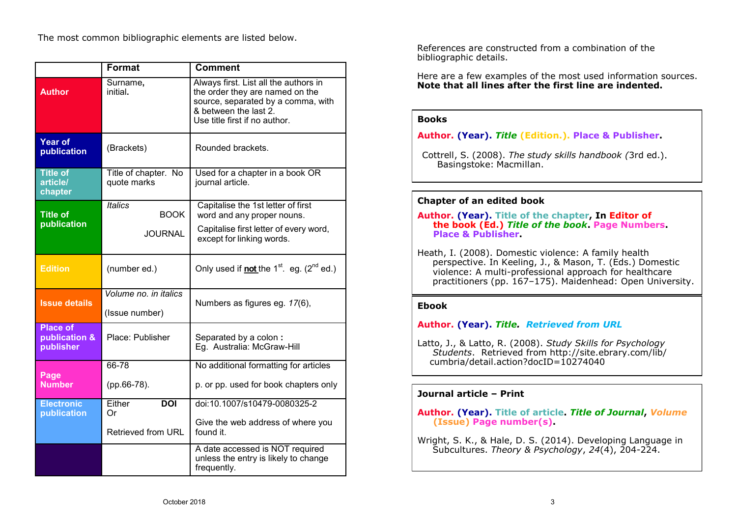The most common bibliographic elements are listed below.

| | Format | Comment |
|---|---|---|
| **Author** | Surname, initial. | Always first. List all the authors in the order they are named on the source, separated by a comma, with & between the last 2. Use title first if no author. |
| **Year of publication** | (Brackets) | Rounded brackets. |
| **Title of article/ chapter** | Title of chapter. No quote marks | Used for a chapter in a book OR journal article. |
| **Title of publication** | *Italics* BOOK<br>JOURNAL | Capitalise the 1st letter of first word and any proper nouns.<br>Capitalise first letter of every word, except for linking words. |
| **Edition** | (number ed.) | Only used if **not** the 1st. eg. (2nd ed.) |
| **Issue details** | *Volume no. in italics*<br>(Issue number) | Numbers as figures eg. *17*(6), |
| **Place of publication & publisher** | Place: Publisher | Separated by a colon **:**<br>Eg. Australia: McGraw-Hill |
| **Page Number** | 66-78<br>(pp.66-78). | No additional formatting for articles<br>p. or pp. used for book chapters only |
| **Electronic publication** | Either **DOI**<br>Or<br>Retrieved from URL | doi:10.1007/s10479-0080325-2<br>Give the web address of where you found it. |
| | | A date accessed is NOT required unless the entry is likely to change frequently. |

References are constructed from a combination of the bibliographic details.

Here are a few examples of the most used information sources.
**Note that all lines after the first line are indented.**

**Books**

**Author. (Year).** ***Title*** **(Edition.). Place & Publisher.**

Cottrell, S. (2008). *The study skills handbook (*3rd ed.). Basingstoke: Macmillan.

**Chapter of an edited book**

**Author. (Year). Title of the chapter, In Editor of the book (Ed.)** ***Title of the book*****. Page Numbers. Place & Publisher.**

Heath, I. (2008). Domestic violence: A family health perspective. In Keeling, J., & Mason, T. (Eds.) Domestic violence: A multi-professional approach for healthcare practitioners (pp. 167–175). Maidenhead: Open University.

**Ebook**

**Author. (Year).** ***Title.*** ***Retrieved from URL***

Latto, J., & Latto, R. (2008). *Study Skills for Psychology Students*. Retrieved from http://site.ebrary.com/lib/cumbria/detail.action?docID=10274040

**Journal article – Print**

**Author. (Year). Title of article.** ***Title of Journal*****,** ***Volume*** **(Issue) Page number(s).**

Wright, S. K., & Hale, D. S. (2014). Developing Language in Subcultures. *Theory & Psychology*, *24*(4), 204-224.

October 2018